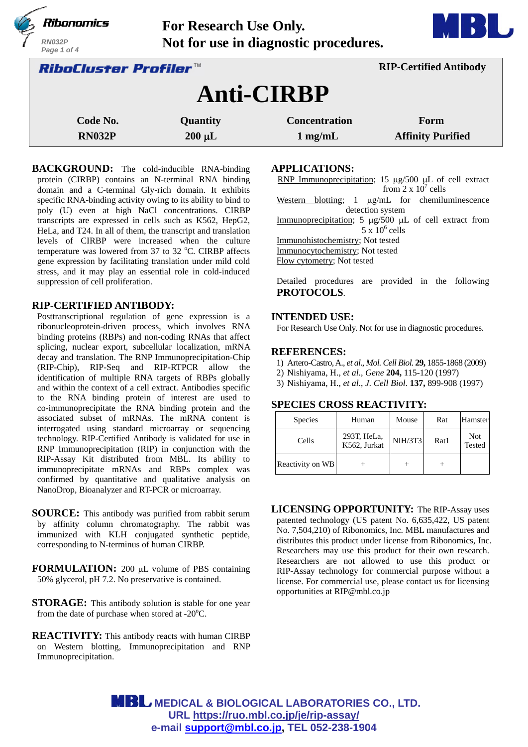For Research Use Only.
Not for use in diagnostic procedures.

**RiboCluster Profiler™** — **RIP-Certified Antibody**

# Anti-CIRBP

| Code No. | Quantity | Concentration | Form |
|---|---|---|---|
| RN032P | 200 µL | 1 mg/mL | Affinity Purified |

**BACKGROUND:** The cold-inducible RNA-binding protein (CIRBP) contains an N-terminal RNA binding domain and a C-terminal Gly-rich domain. It exhibits specific RNA-binding activity owing to its ability to bind to poly (U) even at high NaCl concentrations. CIRBP transcripts are expressed in cells such as K562, HepG2, HeLa, and T24. In all of them, the transcript and translation levels of CIRBP were increased when the culture temperature was lowered from 37 to 32 °C. CIRBP affects gene expression by facilitating translation under mild cold stress, and it may play an essential role in cold-induced suppression of cell proliferation.

## RIP-CERTIFIED ANTIBODY:

Posttranscriptional regulation of gene expression is a ribonucleoprotein-driven process, which involves RNA binding proteins (RBPs) and non-coding RNAs that affect splicing, nuclear export, subcellular localization, mRNA decay and translation. The RNP Immunoprecipitation-Chip (RIP-Chip), RIP-Seq and RIP-RTPCR allow the identification of multiple RNA targets of RBPs globally and within the context of a cell extract. Antibodies specific to the RNA binding protein of interest are used to co-immunoprecipitate the RNA binding protein and the associated subset of mRNAs. The mRNA content is interrogated using standard microarray or sequencing technology. RIP-Certified Antibody is validated for use in RNP Immunoprecipitation (RIP) in conjunction with the RIP-Assay Kit distributed from MBL. Its ability to immunoprecipitate mRNAs and RBPs complex was confirmed by quantitative and qualitative analysis on NanoDrop, Bioanalyzer and RT-PCR or microarray.

**SOURCE:** This antibody was purified from rabbit serum by affinity column chromatography. The rabbit was immunized with KLH conjugated synthetic peptide, corresponding to N-terminus of human CIRBP.

**FORMULATION:** 200 µL volume of PBS containing 50% glycerol, pH 7.2. No preservative is contained.

**STORAGE:** This antibody solution is stable for one year from the date of purchase when stored at -20°C.

**REACTIVITY:** This antibody reacts with human CIRBP on Western blotting, Immunoprecipitation and RNP Immunoprecipitation.

## APPLICATIONS:

RNP Immunoprecipitation; 15 µg/500 µL of cell extract from $2 \times 10^7$ cells
Western blotting; 1 µg/mL for chemiluminescence detection system
Immunoprecipitation; 5 µg/500 µL of cell extract from $5 \times 10^6$ cells
Immunohistochemistry; Not tested
Immunocytochemistry; Not tested
Flow cytometry; Not tested

Detailed procedures are provided in the following **PROTOCOLS**.

## INTENDED USE:

For Research Use Only. Not for use in diagnostic procedures.

## REFERENCES:

1) Artero-Castro, A., *et al*., *Mol. Cell Biol.* **29,** 1855-1868 (2009)
2) Nishiyama, H., *et al*., *Gene* **204,** 115-120 (1997)
3) Nishiyama, H., *et al*., *J. Cell Biol.* **137,** 899-908 (1997)

## SPECIES CROSS REACTIVITY:

| Species | Human | Mouse | Rat | Hamster |
|---|---|---|---|---|
| Cells | 293T, HeLa, K562, Jurkat | NIH/3T3 | Rat1 | Not Tested |
| Reactivity on WB | + | + | + | |

**LICENSING OPPORTUNITY:** The RIP-Assay uses patented technology (US patent No. 6,635,422, US patent No. 7,504,210) of Ribonomics, Inc. MBL manufactures and distributes this product under license from Ribonomics, Inc. Researchers may use this product for their own research. Researchers are not allowed to use this product or RIP-Assay technology for commercial purpose without a license. For commercial use, please contact us for licensing opportunities at RIP@mbl.co.jp

MEDICAL & BIOLOGICAL LABORATORIES CO., LTD.
URL https://ruo.mbl.co.jp/je/rip-assay/
e-mail support@mbl.co.jp, TEL 052-238-1904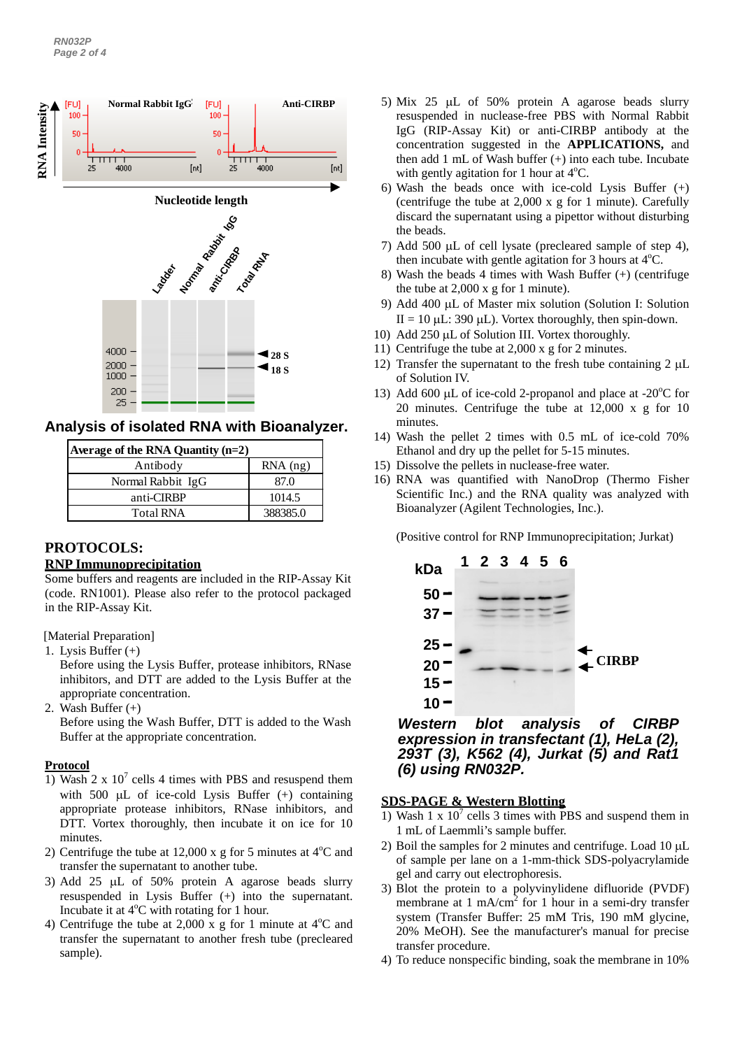Analysis of isolated RNA with Bioanalyzer.

| Average of the RNA Quantity (n=2) | |
|---|---|
| Antibody | RNA (ng) |
| Normal Rabbit IgG | 87.0 |
| anti-CIRBP | 1014.5 |
| Total RNA | 388385.0 |

## PROTOCOLS:

### RNP Immunoprecipitation

Some buffers and reagents are included in the RIP-Assay Kit (code. RN1001). Please also refer to the protocol packaged in the RIP-Assay Kit.

[Material Preparation]

1. Lysis Buffer (+)
   Before using the Lysis Buffer, protease inhibitors, RNase inhibitors, and DTT are added to the Lysis Buffer at the appropriate concentration.
2. Wash Buffer (+)
   Before using the Wash Buffer, DTT is added to the Wash Buffer at the appropriate concentration.

**Protocol**

1) Wash 2 x $10^7$ cells 4 times with PBS and resuspend them with 500 µL of ice-cold Lysis Buffer (+) containing appropriate protease inhibitors, RNase inhibitors, and DTT. Vortex thoroughly, then incubate it on ice for 10 minutes.
2) Centrifuge the tube at 12,000 x g for 5 minutes at 4°C and transfer the supernatant to another tube.
3) Add 25 µL of 50% protein A agarose beads slurry resuspended in Lysis Buffer (+) into the supernatant. Incubate it at 4°C with rotating for 1 hour.
4) Centrifuge the tube at 2,000 x g for 1 minute at 4°C and transfer the supernatant to another fresh tube (precleared sample).
5) Mix 25 µL of 50% protein A agarose beads slurry resuspended in nuclease-free PBS with Normal Rabbit IgG (RIP-Assay Kit) or anti-CIRBP antibody at the concentration suggested in the **APPLICATIONS,** and then add 1 mL of Wash buffer (+) into each tube. Incubate with gently agitation for 1 hour at 4°C.
6) Wash the beads once with ice-cold Lysis Buffer (+) (centrifuge the tube at 2,000 x g for 1 minute). Carefully discard the supernatant using a pipettor without disturbing the beads.
7) Add 500 µL of cell lysate (precleared sample of step 4), then incubate with gentle agitation for 3 hours at 4°C.
8) Wash the beads 4 times with Wash Buffer (+) (centrifuge the tube at 2,000 x g for 1 minute).
9) Add 400 µL of Master mix solution (Solution I: Solution II = 10 µL: 390 µL). Vortex thoroughly, then spin-down.
10) Add 250 µL of Solution III. Vortex thoroughly.
11) Centrifuge the tube at 2,000 x g for 2 minutes.
12) Transfer the supernatant to the fresh tube containing 2 µL of Solution IV.
13) Add 600 µL of ice-cold 2-propanol and place at -20°C for 20 minutes. Centrifuge the tube at 12,000 x g for 10 minutes.
14) Wash the pellet 2 times with 0.5 mL of ice-cold 70% Ethanol and dry up the pellet for 5-15 minutes.
15) Dissolve the pellets in nuclease-free water.
16) RNA was quantified with NanoDrop (Thermo Fisher Scientific Inc.) and the RNA quality was analyzed with Bioanalyzer (Agilent Technologies, Inc.).

(Positive control for RNP Immunoprecipitation; Jurkat)

***Western blot analysis of CIRBP expression in transfectant (1), HeLa (2), 293T (3), K562 (4), Jurkat (5) and Rat1 (6) using RN032P.***

### SDS-PAGE & Western Blotting

1) Wash 1 x $10^7$ cells 3 times with PBS and suspend them in 1 mL of Laemmli's sample buffer.
2) Boil the samples for 2 minutes and centrifuge. Load 10 µL of sample per lane on a 1-mm-thick SDS-polyacrylamide gel and carry out electrophoresis.
3) Blot the protein to a polyvinylidene difluoride (PVDF) membrane at 1 mA/cm$^2$ for 1 hour in a semi-dry transfer system (Transfer Buffer: 25 mM Tris, 190 mM glycine, 20% MeOH). See the manufacturer's manual for precise transfer procedure.
4) To reduce nonspecific binding, soak the membrane in 10%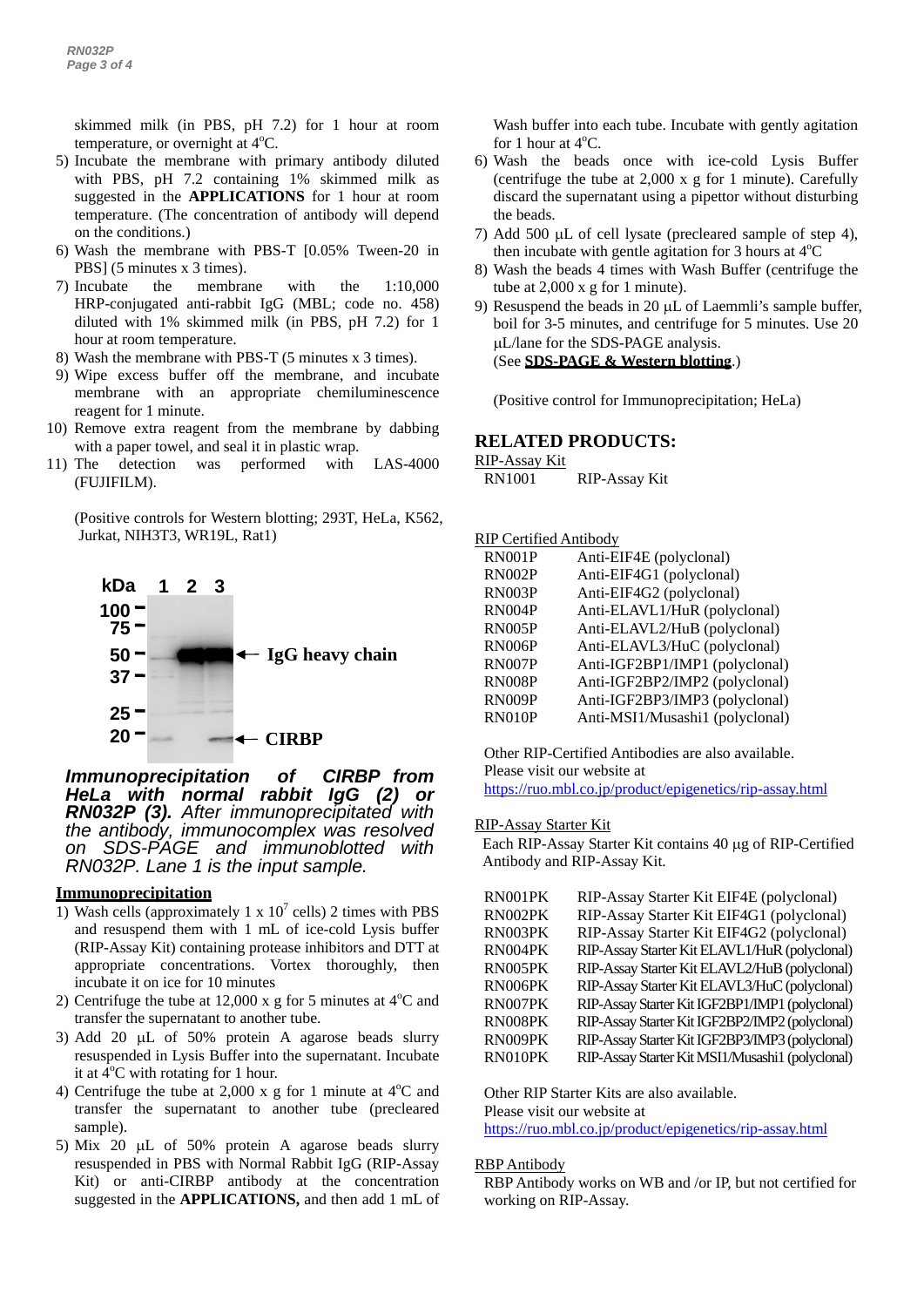skimmed milk (in PBS, pH 7.2) for 1 hour at room temperature, or overnight at 4°C.

5) Incubate the membrane with primary antibody diluted with PBS, pH 7.2 containing 1% skimmed milk as suggested in the **APPLICATIONS** for 1 hour at room temperature. (The concentration of antibody will depend on the conditions.)
6) Wash the membrane with PBS-T [0.05% Tween-20 in PBS] (5 minutes x 3 times).
7) Incubate the membrane with the 1:10,000 HRP-conjugated anti-rabbit IgG (MBL; code no. 458) diluted with 1% skimmed milk (in PBS, pH 7.2) for 1 hour at room temperature.
8) Wash the membrane with PBS-T (5 minutes x 3 times).
9) Wipe excess buffer off the membrane, and incubate membrane with an appropriate chemiluminescence reagent for 1 minute.
10) Remove extra reagent from the membrane by dabbing with a paper towel, and seal it in plastic wrap.
11) The detection was performed with LAS-4000 (FUJIFILM).

(Positive controls for Western blotting; 293T, HeLa, K562, Jurkat, NIH3T3, WR19L, Rat1)

kDa 1 2 3
100 –
75 –
50 – ← IgG heavy chain
37 –
25 –
20 – ← CIRBP

***Immunoprecipitation of CIRBP from HeLa with normal rabbit IgG (2) or RN032P (3).*** *After immunoprecipitated with the antibody, immunocomplex was resolved on SDS-PAGE and immunoblotted with RN032P. Lane 1 is the input sample.*

## Immunoprecipitation

1) Wash cells (approximately 1 x $10^7$ cells) 2 times with PBS and resuspend them with 1 mL of ice-cold Lysis buffer (RIP-Assay Kit) containing protease inhibitors and DTT at appropriate concentrations. Vortex thoroughly, then incubate it on ice for 10 minutes
2) Centrifuge the tube at 12,000 x g for 5 minutes at 4°C and transfer the supernatant to another tube.
3) Add 20 µL of 50% protein A agarose beads slurry resuspended in Lysis Buffer into the supernatant. Incubate it at 4°C with rotating for 1 hour.
4) Centrifuge the tube at 2,000 x g for 1 minute at 4°C and transfer the supernatant to another tube (precleared sample).
5) Mix 20 µL of 50% protein A agarose beads slurry resuspended in PBS with Normal Rabbit IgG (RIP-Assay Kit) or anti-CIRBP antibody at the concentration suggested in the **APPLICATIONS,** and then add 1 mL of Wash buffer into each tube. Incubate with gently agitation for 1 hour at 4°C.
6) Wash the beads once with ice-cold Lysis Buffer (centrifuge the tube at 2,000 x g for 1 minute). Carefully discard the supernatant using a pipettor without disturbing the beads.
7) Add 500 µL of cell lysate (precleared sample of step 4), then incubate with gentle agitation for 3 hours at 4°C
8) Wash the beads 4 times with Wash Buffer (centrifuge the tube at 2,000 x g for 1 minute).
9) Resuspend the beads in 20 µL of Laemmli's sample buffer, boil for 3-5 minutes, and centrifuge for 5 minutes. Use 20 µL/lane for the SDS-PAGE analysis.
(See **SDS-PAGE & Western blotting**.)

(Positive control for Immunoprecipitation; HeLa)

## RELATED PRODUCTS:

RIP-Assay Kit

| | |
|---|---|
| RN1001 | RIP-Assay Kit |

RIP Certified Antibody

| | |
|---|---|
| RN001P | Anti-EIF4E (polyclonal) |
| RN002P | Anti-EIF4G1 (polyclonal) |
| RN003P | Anti-EIF4G2 (polyclonal) |
| RN004P | Anti-ELAVL1/HuR (polyclonal) |
| RN005P | Anti-ELAVL2/HuB (polyclonal) |
| RN006P | Anti-ELAVL3/HuC (polyclonal) |
| RN007P | Anti-IGF2BP1/IMP1 (polyclonal) |
| RN008P | Anti-IGF2BP2/IMP2 (polyclonal) |
| RN009P | Anti-IGF2BP3/IMP3 (polyclonal) |
| RN010P | Anti-MSI1/Musashi1 (polyclonal) |

Other RIP-Certified Antibodies are also available.
Please visit our website at
https://ruo.mbl.co.jp/product/epigenetics/rip-assay.html

RIP-Assay Starter Kit

Each RIP-Assay Starter Kit contains 40 µg of RIP-Certified Antibody and RIP-Assay Kit.

| | |
|---|---|
| RN001PK | RIP-Assay Starter Kit EIF4E (polyclonal) |
| RN002PK | RIP-Assay Starter Kit EIF4G1 (polyclonal) |
| RN003PK | RIP-Assay Starter Kit EIF4G2 (polyclonal) |
| RN004PK | RIP-Assay Starter Kit ELAVL1/HuR (polyclonal) |
| RN005PK | RIP-Assay Starter Kit ELAVL2/HuB (polyclonal) |
| RN006PK | RIP-Assay Starter Kit ELAVL3/HuC (polyclonal) |
| RN007PK | RIP-Assay Starter Kit IGF2BP1/IMP1 (polyclonal) |
| RN008PK | RIP-Assay Starter Kit IGF2BP2/IMP2 (polyclonal) |
| RN009PK | RIP-Assay Starter Kit IGF2BP3/IMP3 (polyclonal) |
| RN010PK | RIP-Assay Starter Kit MSI1/Musashi1 (polyclonal) |

Other RIP Starter Kits are also available.
Please visit our website at
https://ruo.mbl.co.jp/product/epigenetics/rip-assay.html

RBP Antibody

RBP Antibody works on WB and /or IP, but not certified for working on RIP-Assay.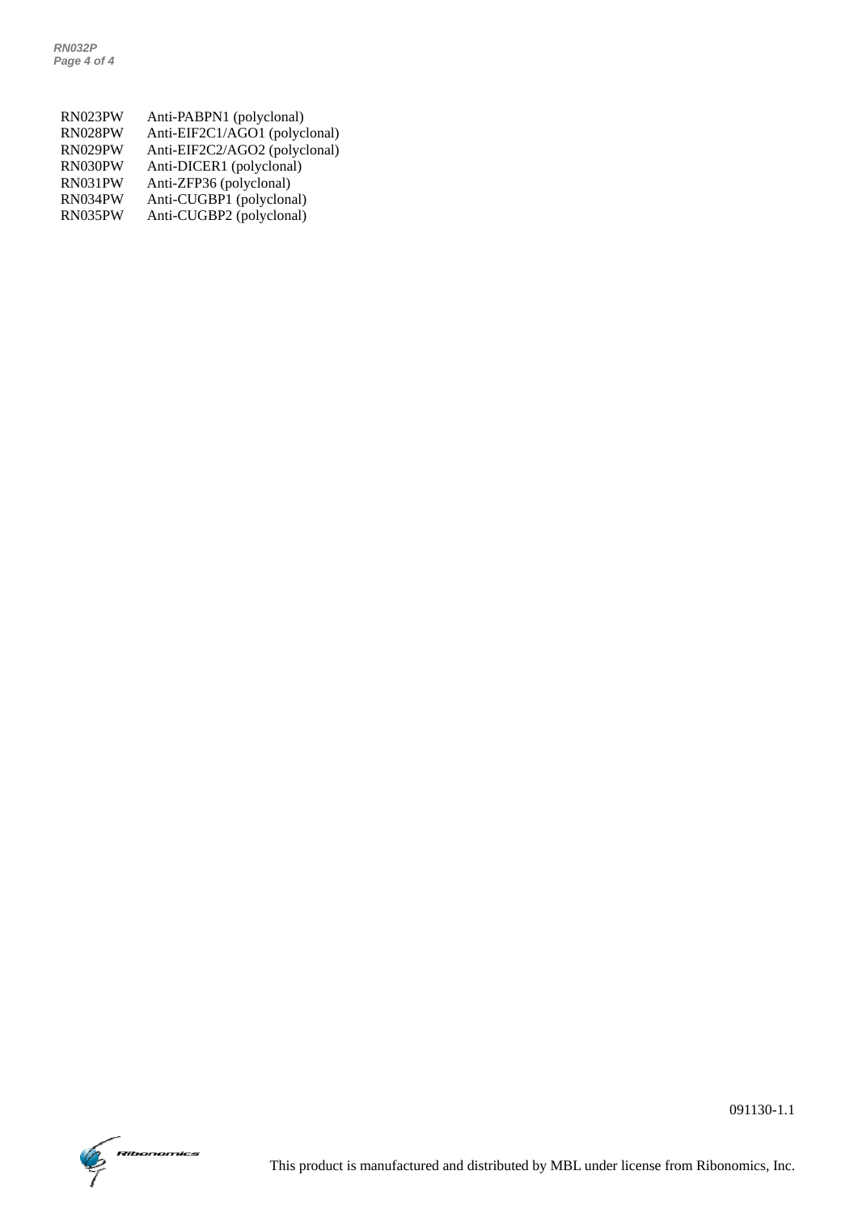| | |
|---|---|
| RN023PW | Anti-PABPN1 (polyclonal) |
| RN028PW | Anti-EIF2C1/AGO1 (polyclonal) |
| RN029PW | Anti-EIF2C2/AGO2 (polyclonal) |
| RN030PW | Anti-DICER1 (polyclonal) |
| RN031PW | Anti-ZFP36 (polyclonal) |
| RN034PW | Anti-CUGBP1 (polyclonal) |
| RN035PW | Anti-CUGBP2 (polyclonal) |

091130-1.1

Ribonomics

This product is manufactured and distributed by MBL under license from Ribonomics, Inc.